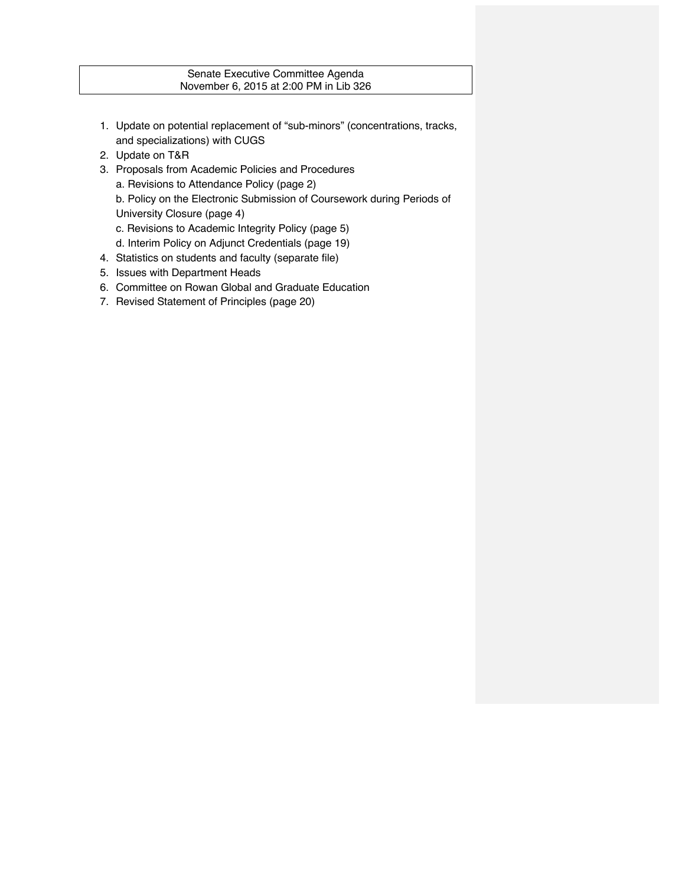# Senate Executive Committee Agenda
## November 6, 2015 at 2:00 PM in Lib 326

1. Update on potential replacement of "sub-minors" (concentrations, tracks, and specializations) with CUGS
2. Update on T&R
3. Proposals from Academic Policies and Procedures
   a. Revisions to Attendance Policy (page 2)
   b. Policy on the Electronic Submission of Coursework during Periods of University Closure (page 4)
   c. Revisions to Academic Integrity Policy (page 5)
   d. Interim Policy on Adjunct Credentials (page 19)
4. Statistics on students and faculty (separate file)
5. Issues with Department Heads
6. Committee on Rowan Global and Graduate Education
7. Revised Statement of Principles (page 20)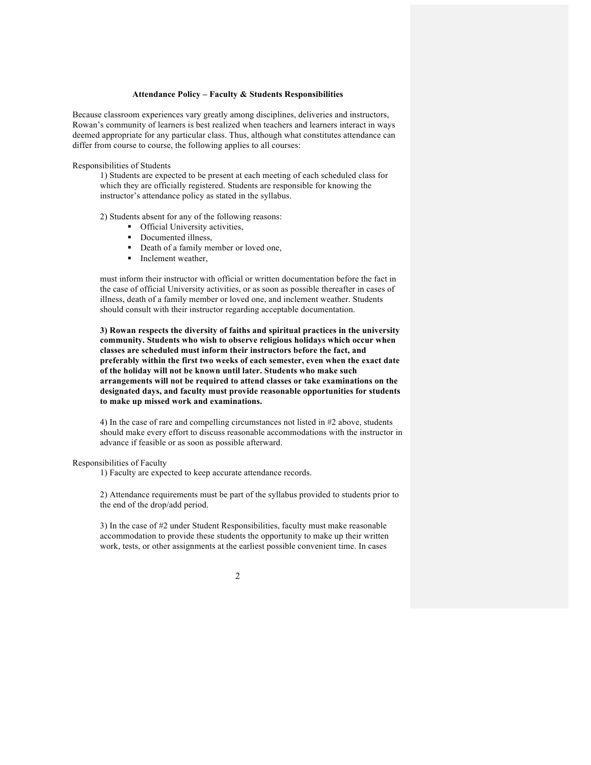**Attendance Policy – Faculty & Students Responsibilities**

Because classroom experiences vary greatly among disciplines, deliveries and instructors, Rowan's community of learners is best realized when teachers and learners interact in ways deemed appropriate for any particular class. Thus, although what constitutes attendance can differ from course to course, the following applies to all courses:

Responsibilities of Students

1) Students are expected to be present at each meeting of each scheduled class for which they are officially registered. Students are responsible for knowing the instructor's attendance policy as stated in the syllabus.

2) Students absent for any of the following reasons:

- Official University activities,
- Documented illness,
- Death of a family member or loved one,
- Inclement weather,

must inform their instructor with official or written documentation before the fact in the case of official University activities, or as soon as possible thereafter in cases of illness, death of a family member or loved one, and inclement weather. Students should consult with their instructor regarding acceptable documentation.

**3) Rowan respects the diversity of faiths and spiritual practices in the university community. Students who wish to observe religious holidays which occur when classes are scheduled must inform their instructors before the fact, and preferably within the first two weeks of each semester, even when the exact date of the holiday will not be known until later. Students who make such arrangements will not be required to attend classes or take examinations on the designated days, and faculty must provide reasonable opportunities for students to make up missed work and examinations.**

4) In the case of rare and compelling circumstances not listed in #2 above, students should make every effort to discuss reasonable accommodations with the instructor in advance if feasible or as soon as possible afterward.

Responsibilities of Faculty

1) Faculty are expected to keep accurate attendance records.

2) Attendance requirements must be part of the syllabus provided to students prior to the end of the drop/add period.

3) In the case of #2 under Student Responsibilities, faculty must make reasonable accommodation to provide these students the opportunity to make up their written work, tests, or other assignments at the earliest possible convenient time. In cases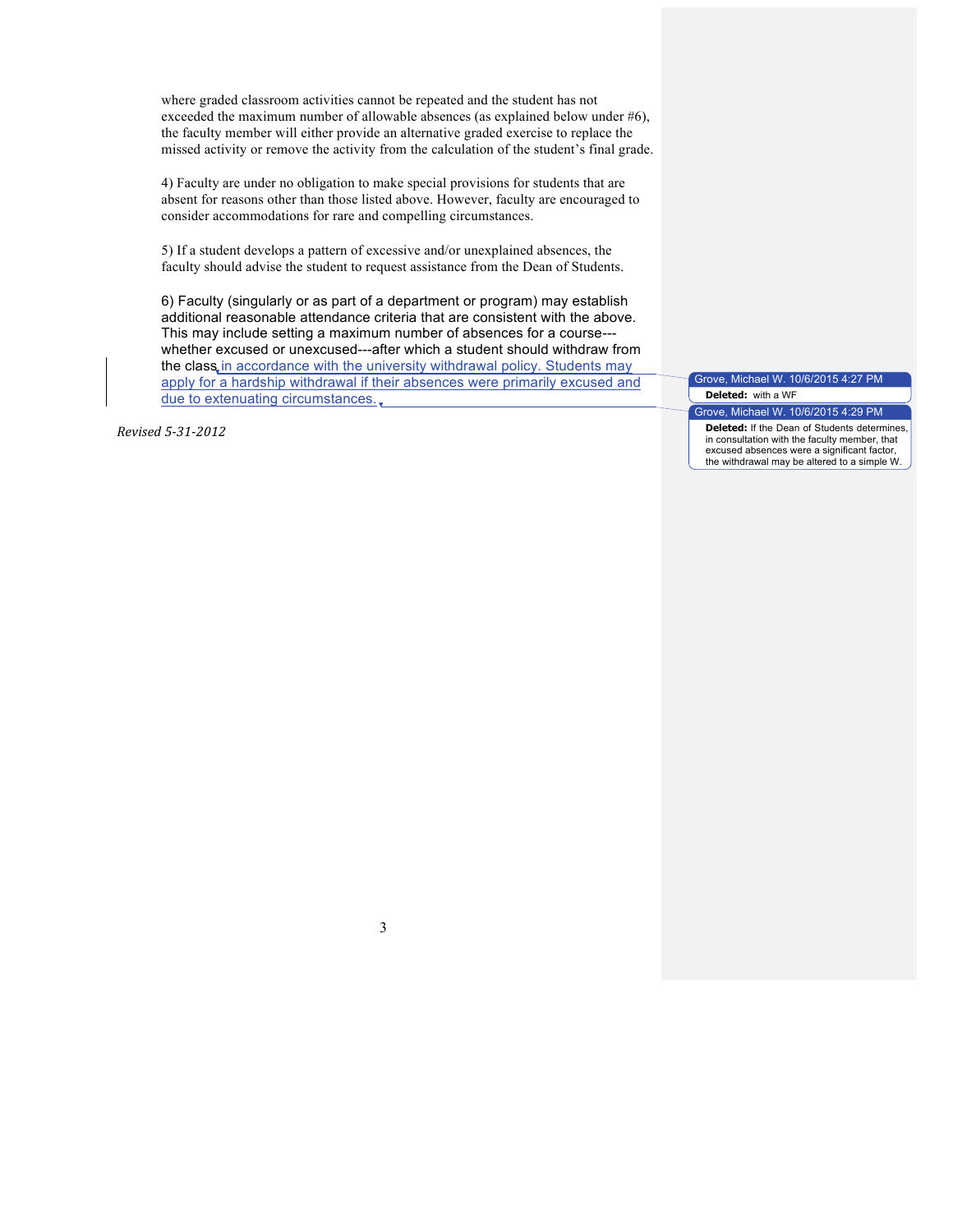where graded classroom activities cannot be repeated and the student has not exceeded the maximum number of allowable absences (as explained below under #6), the faculty member will either provide an alternative graded exercise to replace the missed activity or remove the activity from the calculation of the student's final grade.

4) Faculty are under no obligation to make special provisions for students that are absent for reasons other than those listed above. However, faculty are encouraged to consider accommodations for rare and compelling circumstances.

5) If a student develops a pattern of excessive and/or unexplained absences, the faculty should advise the student to request assistance from the Dean of Students.

6) Faculty (singularly or as part of a department or program) may establish additional reasonable attendance criteria that are consistent with the above. This may include setting a maximum number of absences for a course---whether excused or unexcused---after which a student should withdraw from the class in accordance with the university withdrawal policy. Students may apply for a hardship withdrawal if their absences were primarily excused and due to extenuating circumstances.

Grove, Michael W. 10/6/2015 4:27 PM
**Deleted:** with a WF

Grove, Michael W. 10/6/2015 4:29 PM
**Deleted:** If the Dean of Students determines, in consultation with the faculty member, that excused absences were a significant factor, the withdrawal may be altered to a simple W.

*Revised 5-31-2012*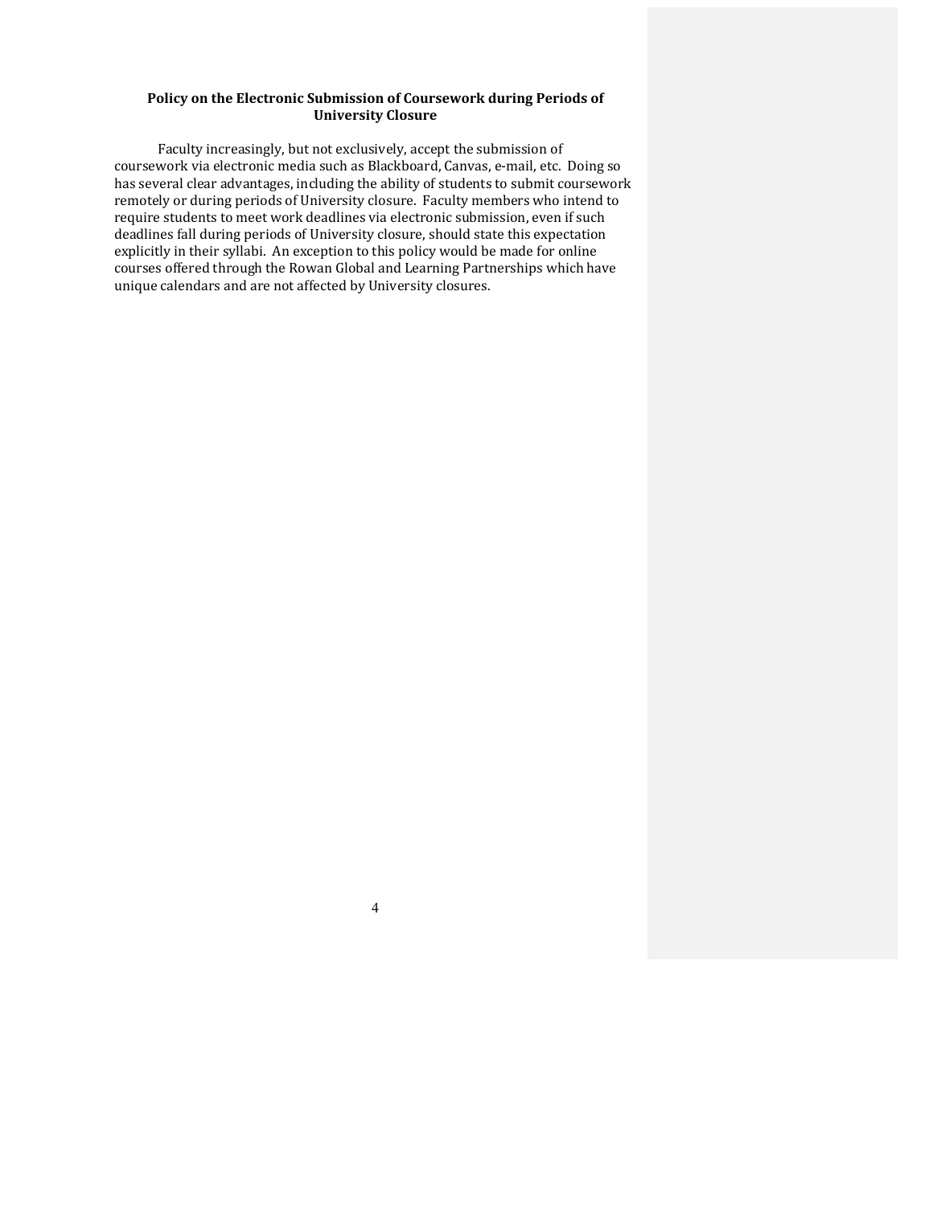## Policy on the Electronic Submission of Coursework during Periods of University Closure

Faculty increasingly, but not exclusively, accept the submission of coursework via electronic media such as Blackboard, Canvas, e-mail, etc. Doing so has several clear advantages, including the ability of students to submit coursework remotely or during periods of University closure. Faculty members who intend to require students to meet work deadlines via electronic submission, even if such deadlines fall during periods of University closure, should state this expectation explicitly in their syllabi. An exception to this policy would be made for online courses offered through the Rowan Global and Learning Partnerships which have unique calendars and are not affected by University closures.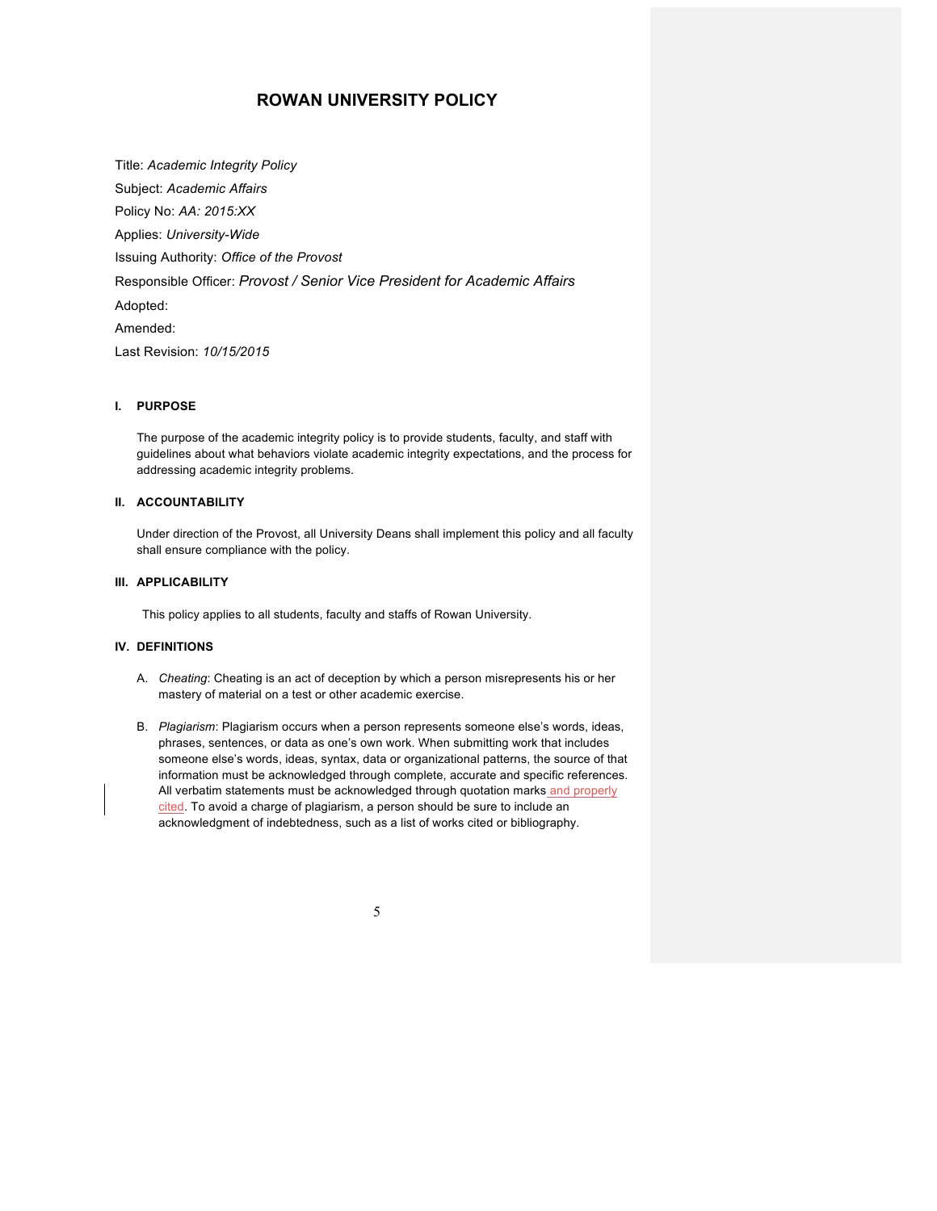# ROWAN UNIVERSITY POLICY

Title: *Academic Integrity Policy*

Subject: *Academic Affairs*

Policy No: *AA: 2015:XX*

Applies: *University-Wide*

Issuing Authority: *Office of the Provost*

Responsible Officer: *Provost / Senior Vice President for Academic Affairs*

Adopted:

Amended:

Last Revision: *10/15/2015*

## I. PURPOSE

The purpose of the academic integrity policy is to provide students, faculty, and staff with guidelines about what behaviors violate academic integrity expectations, and the process for addressing academic integrity problems.

## II. ACCOUNTABILITY

Under direction of the Provost, all University Deans shall implement this policy and all faculty shall ensure compliance with the policy.

## III. APPLICABILITY

This policy applies to all students, faculty and staffs of Rowan University.

## IV. DEFINITIONS

A. *Cheating*: Cheating is an act of deception by which a person misrepresents his or her mastery of material on a test or other academic exercise.

B. *Plagiarism*: Plagiarism occurs when a person represents someone else's words, ideas, phrases, sentences, or data as one's own work. When submitting work that includes someone else's words, ideas, syntax, data or organizational patterns, the source of that information must be acknowledged through complete, accurate and specific references. All verbatim statements must be acknowledged through quotation marks and properly cited. To avoid a charge of plagiarism, a person should be sure to include an acknowledgment of indebtedness, such as a list of works cited or bibliography.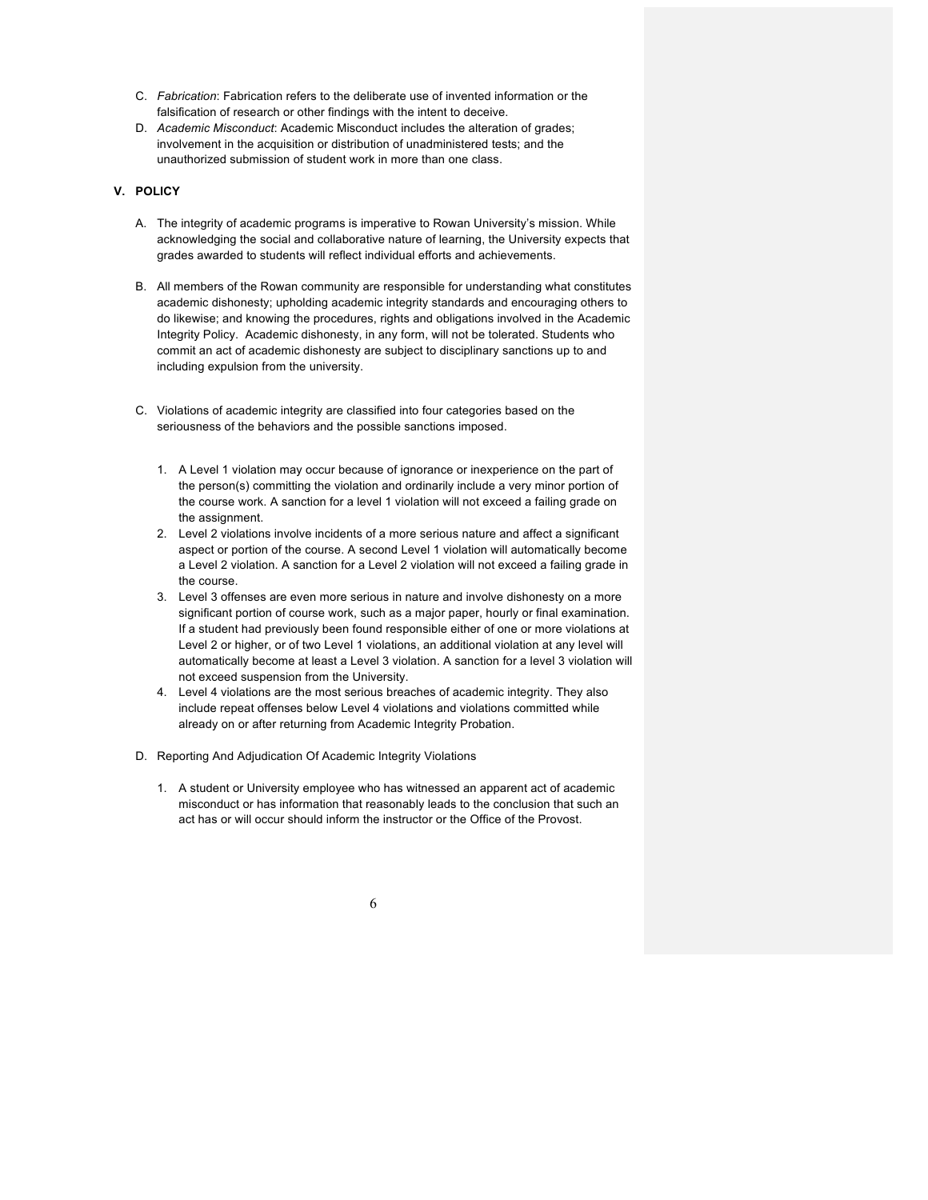C. *Fabrication*: Fabrication refers to the deliberate use of invented information or the falsification of research or other findings with the intent to deceive.

D. *Academic Misconduct*: Academic Misconduct includes the alteration of grades; involvement in the acquisition or distribution of unadministered tests; and the unauthorized submission of student work in more than one class.

## V. POLICY

A. The integrity of academic programs is imperative to Rowan University's mission. While acknowledging the social and collaborative nature of learning, the University expects that grades awarded to students will reflect individual efforts and achievements.

B. All members of the Rowan community are responsible for understanding what constitutes academic dishonesty; upholding academic integrity standards and encouraging others to do likewise; and knowing the procedures, rights and obligations involved in the Academic Integrity Policy. Academic dishonesty, in any form, will not be tolerated. Students who commit an act of academic dishonesty are subject to disciplinary sanctions up to and including expulsion from the university.

C. Violations of academic integrity are classified into four categories based on the seriousness of the behaviors and the possible sanctions imposed.

1. A Level 1 violation may occur because of ignorance or inexperience on the part of the person(s) committing the violation and ordinarily include a very minor portion of the course work. A sanction for a level 1 violation will not exceed a failing grade on the assignment.
2. Level 2 violations involve incidents of a more serious nature and affect a significant aspect or portion of the course. A second Level 1 violation will automatically become a Level 2 violation. A sanction for a Level 2 violation will not exceed a failing grade in the course.
3. Level 3 offenses are even more serious in nature and involve dishonesty on a more significant portion of course work, such as a major paper, hourly or final examination. If a student had previously been found responsible either of one or more violations at Level 2 or higher, or of two Level 1 violations, an additional violation at any level will automatically become at least a Level 3 violation. A sanction for a level 3 violation will not exceed suspension from the University.
4. Level 4 violations are the most serious breaches of academic integrity. They also include repeat offenses below Level 4 violations and violations committed while already on or after returning from Academic Integrity Probation.

D. Reporting And Adjudication Of Academic Integrity Violations

1. A student or University employee who has witnessed an apparent act of academic misconduct or has information that reasonably leads to the conclusion that such an act has or will occur should inform the instructor or the Office of the Provost.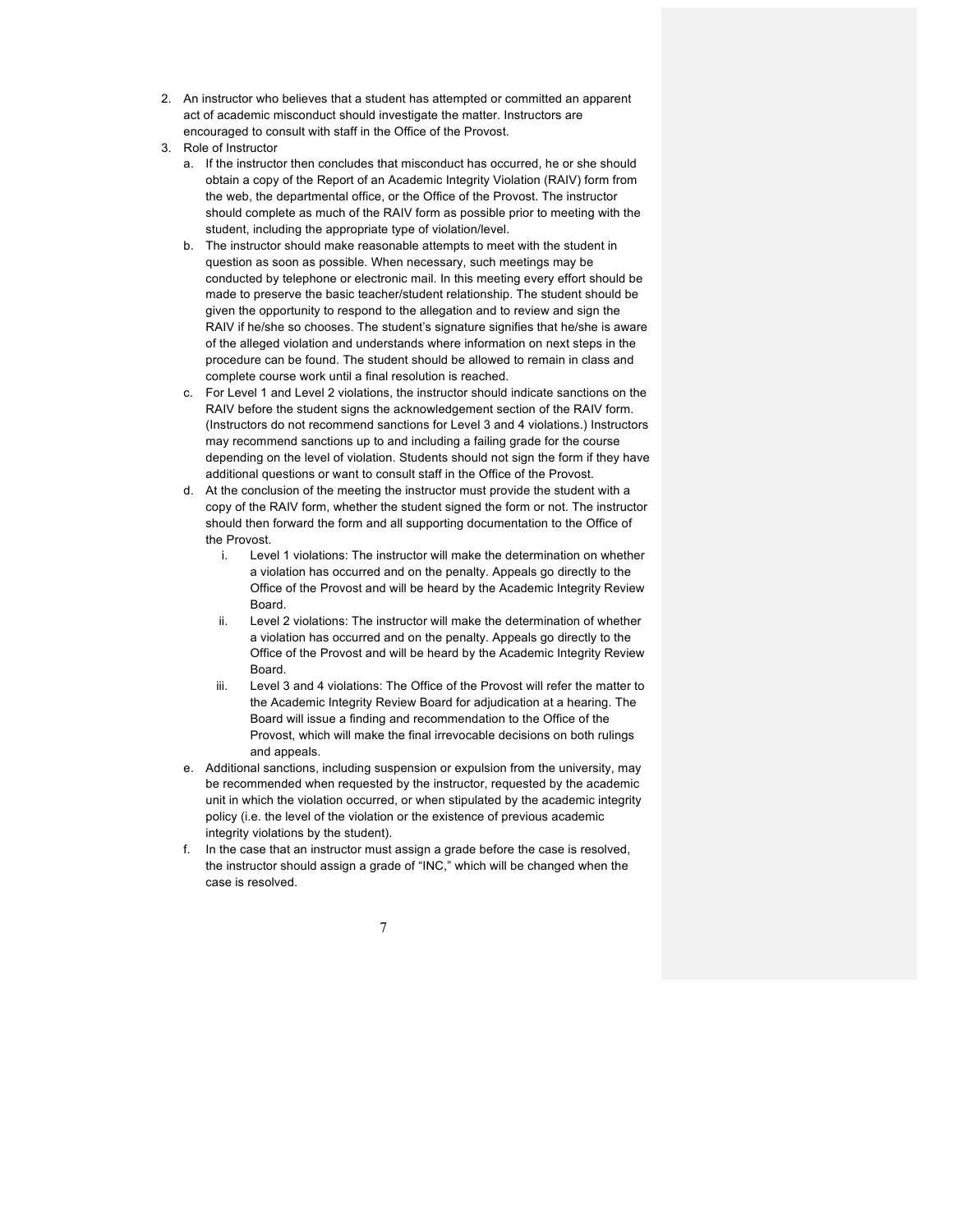2. An instructor who believes that a student has attempted or committed an apparent act of academic misconduct should investigate the matter. Instructors are encouraged to consult with staff in the Office of the Provost.
3. Role of Instructor
   a. If the instructor then concludes that misconduct has occurred, he or she should obtain a copy of the Report of an Academic Integrity Violation (RAIV) form from the web, the departmental office, or the Office of the Provost. The instructor should complete as much of the RAIV form as possible prior to meeting with the student, including the appropriate type of violation/level.
   b. The instructor should make reasonable attempts to meet with the student in question as soon as possible. When necessary, such meetings may be conducted by telephone or electronic mail. In this meeting every effort should be made to preserve the basic teacher/student relationship. The student should be given the opportunity to respond to the allegation and to review and sign the RAIV if he/she so chooses. The student's signature signifies that he/she is aware of the alleged violation and understands where information on next steps in the procedure can be found. The student should be allowed to remain in class and complete course work until a final resolution is reached.
   c. For Level 1 and Level 2 violations, the instructor should indicate sanctions on the RAIV before the student signs the acknowledgement section of the RAIV form. (Instructors do not recommend sanctions for Level 3 and 4 violations.) Instructors may recommend sanctions up to and including a failing grade for the course depending on the level of violation. Students should not sign the form if they have additional questions or want to consult staff in the Office of the Provost.
   d. At the conclusion of the meeting the instructor must provide the student with a copy of the RAIV form, whether the student signed the form or not. The instructor should then forward the form and all supporting documentation to the Office of the Provost.
      i. Level 1 violations: The instructor will make the determination on whether a violation has occurred and on the penalty. Appeals go directly to the Office of the Provost and will be heard by the Academic Integrity Review Board.
      ii. Level 2 violations: The instructor will make the determination of whether a violation has occurred and on the penalty. Appeals go directly to the Office of the Provost and will be heard by the Academic Integrity Review Board.
      iii. Level 3 and 4 violations: The Office of the Provost will refer the matter to the Academic Integrity Review Board for adjudication at a hearing. The Board will issue a finding and recommendation to the Office of the Provost, which will make the final irrevocable decisions on both rulings and appeals.
   e. Additional sanctions, including suspension or expulsion from the university, may be recommended when requested by the instructor, requested by the academic unit in which the violation occurred, or when stipulated by the academic integrity policy (i.e. the level of the violation or the existence of previous academic integrity violations by the student).
   f. In the case that an instructor must assign a grade before the case is resolved, the instructor should assign a grade of "INC," which will be changed when the case is resolved.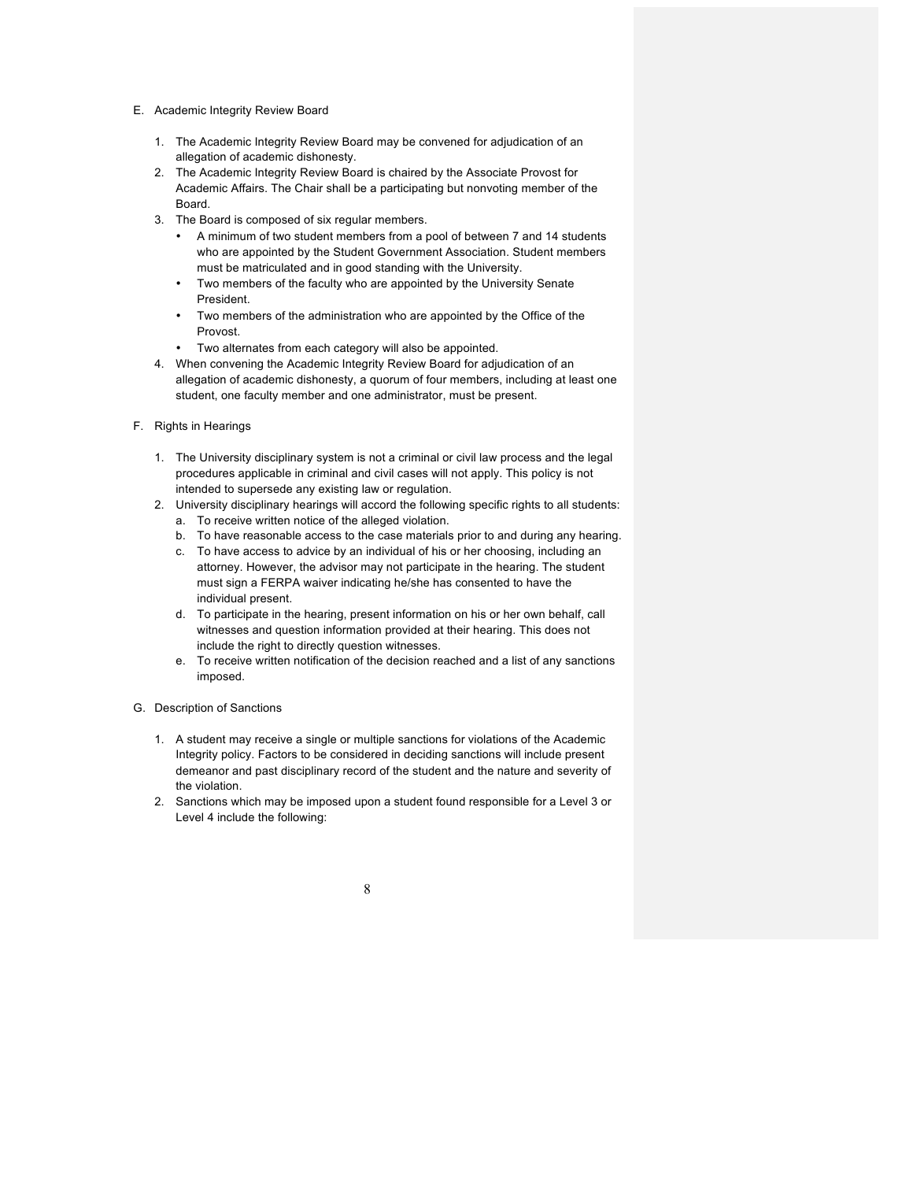E. Academic Integrity Review Board

1. The Academic Integrity Review Board may be convened for adjudication of an allegation of academic dishonesty.
2. The Academic Integrity Review Board is chaired by the Associate Provost for Academic Affairs. The Chair shall be a participating but nonvoting member of the Board.
3. The Board is composed of six regular members.
   - A minimum of two student members from a pool of between 7 and 14 students who are appointed by the Student Government Association. Student members must be matriculated and in good standing with the University.
   - Two members of the faculty who are appointed by the University Senate President.
   - Two members of the administration who are appointed by the Office of the Provost.
   - Two alternates from each category will also be appointed.
4. When convening the Academic Integrity Review Board for adjudication of an allegation of academic dishonesty, a quorum of four members, including at least one student, one faculty member and one administrator, must be present.

F. Rights in Hearings

1. The University disciplinary system is not a criminal or civil law process and the legal procedures applicable in criminal and civil cases will not apply. This policy is not intended to supersede any existing law or regulation.
2. University disciplinary hearings will accord the following specific rights to all students:
   a. To receive written notice of the alleged violation.
   b. To have reasonable access to the case materials prior to and during any hearing.
   c. To have access to advice by an individual of his or her choosing, including an attorney. However, the advisor may not participate in the hearing. The student must sign a FERPA waiver indicating he/she has consented to have the individual present.
   d. To participate in the hearing, present information on his or her own behalf, call witnesses and question information provided at their hearing. This does not include the right to directly question witnesses.
   e. To receive written notification of the decision reached and a list of any sanctions imposed.

G. Description of Sanctions

1. A student may receive a single or multiple sanctions for violations of the Academic Integrity policy. Factors to be considered in deciding sanctions will include present demeanor and past disciplinary record of the student and the nature and severity of the violation.
2. Sanctions which may be imposed upon a student found responsible for a Level 3 or Level 4 include the following: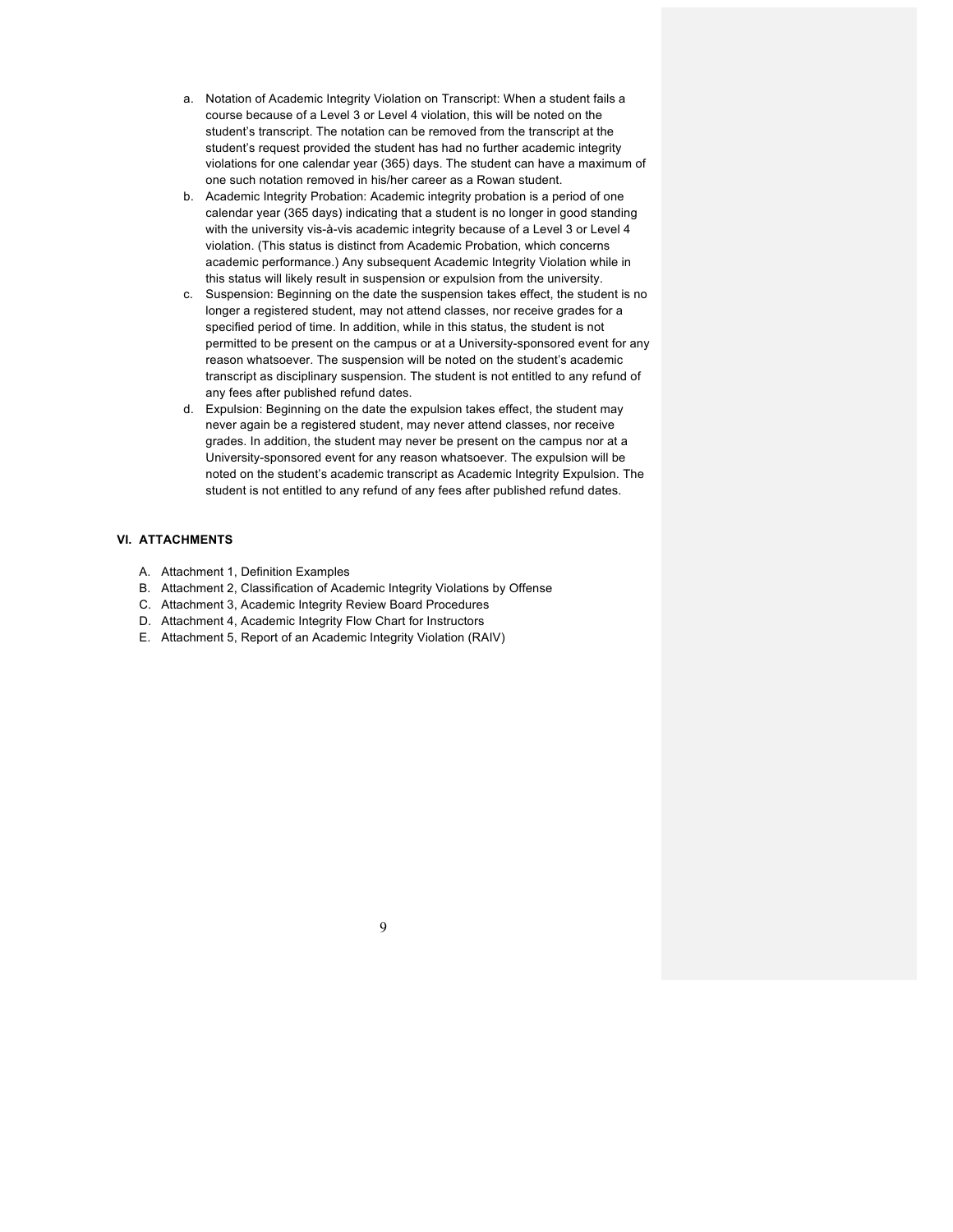a. Notation of Academic Integrity Violation on Transcript: When a student fails a course because of a Level 3 or Level 4 violation, this will be noted on the student's transcript. The notation can be removed from the transcript at the student's request provided the student has had no further academic integrity violations for one calendar year (365) days. The student can have a maximum of one such notation removed in his/her career as a Rowan student.
b. Academic Integrity Probation: Academic integrity probation is a period of one calendar year (365 days) indicating that a student is no longer in good standing with the university vis-à-vis academic integrity because of a Level 3 or Level 4 violation. (This status is distinct from Academic Probation, which concerns academic performance.) Any subsequent Academic Integrity Violation while in this status will likely result in suspension or expulsion from the university.
c. Suspension: Beginning on the date the suspension takes effect, the student is no longer a registered student, may not attend classes, nor receive grades for a specified period of time. In addition, while in this status, the student is not permitted to be present on the campus or at a University-sponsored event for any reason whatsoever. The suspension will be noted on the student's academic transcript as disciplinary suspension. The student is not entitled to any refund of any fees after published refund dates.
d. Expulsion: Beginning on the date the expulsion takes effect, the student may never again be a registered student, may never attend classes, nor receive grades. In addition, the student may never be present on the campus nor at a University-sponsored event for any reason whatsoever. The expulsion will be noted on the student's academic transcript as Academic Integrity Expulsion. The student is not entitled to any refund of any fees after published refund dates.

## VI. ATTACHMENTS

A. Attachment 1, Definition Examples
B. Attachment 2, Classification of Academic Integrity Violations by Offense
C. Attachment 3, Academic Integrity Review Board Procedures
D. Attachment 4, Academic Integrity Flow Chart for Instructors
E. Attachment 5, Report of an Academic Integrity Violation (RAIV)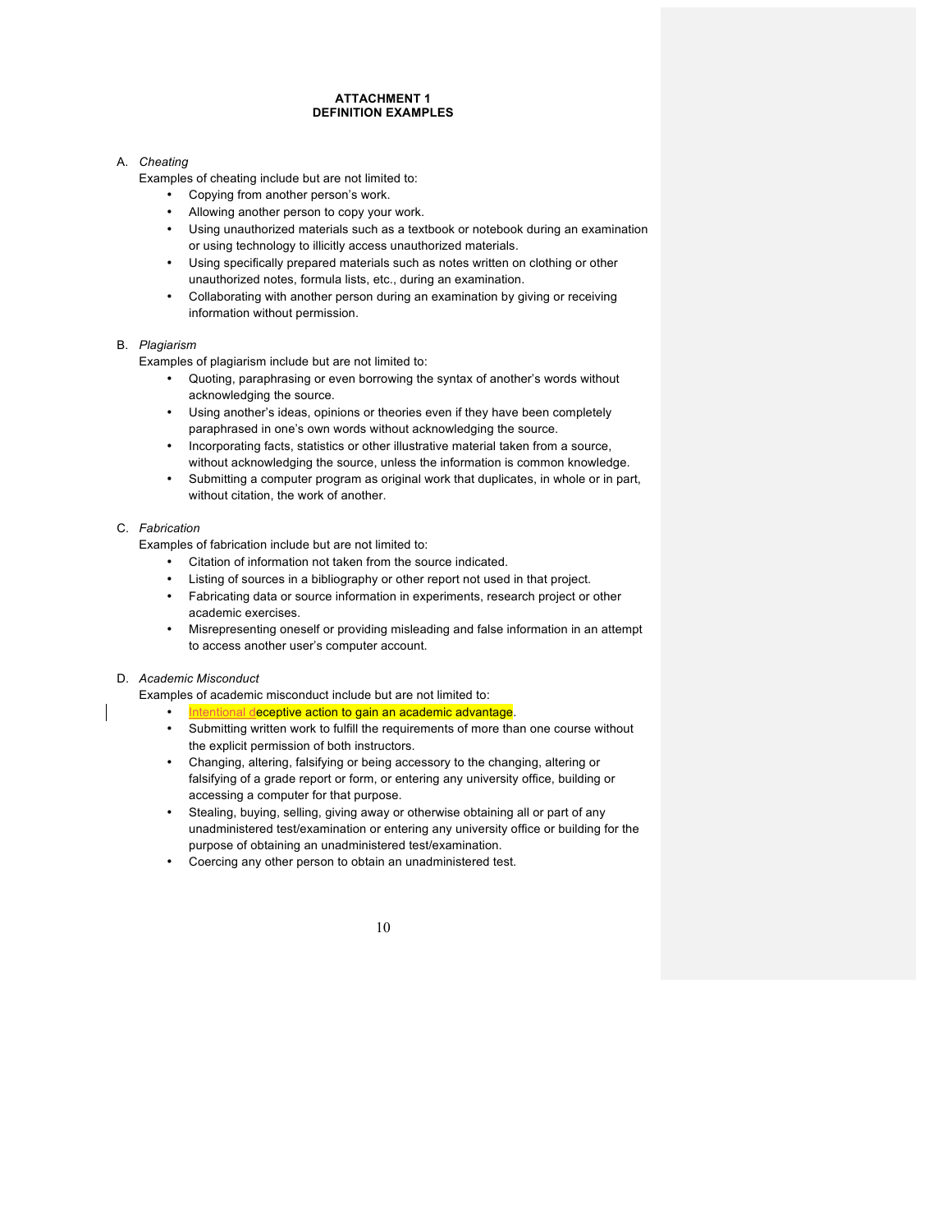**ATTACHMENT 1**
**DEFINITION EXAMPLES**

A. *Cheating*

Examples of cheating include but are not limited to:

- Copying from another person's work.
- Allowing another person to copy your work.
- Using unauthorized materials such as a textbook or notebook during an examination or using technology to illicitly access unauthorized materials.
- Using specifically prepared materials such as notes written on clothing or other unauthorized notes, formula lists, etc., during an examination.
- Collaborating with another person during an examination by giving or receiving information without permission.

B. *Plagiarism*

Examples of plagiarism include but are not limited to:

- Quoting, paraphrasing or even borrowing the syntax of another's words without acknowledging the source.
- Using another's ideas, opinions or theories even if they have been completely paraphrased in one's own words without acknowledging the source.
- Incorporating facts, statistics or other illustrative material taken from a source, without acknowledging the source, unless the information is common knowledge.
- Submitting a computer program as original work that duplicates, in whole or in part, without citation, the work of another.

C. *Fabrication*

Examples of fabrication include but are not limited to:

- Citation of information not taken from the source indicated.
- Listing of sources in a bibliography or other report not used in that project.
- Fabricating data or source information in experiments, research project or other academic exercises.
- Misrepresenting oneself or providing misleading and false information in an attempt to access another user's computer account.

D. *Academic Misconduct*

Examples of academic misconduct include but are not limited to:

- Intentional deceptive action to gain an academic advantage.
- Submitting written work to fulfill the requirements of more than one course without the explicit permission of both instructors.
- Changing, altering, falsifying or being accessory to the changing, altering or falsifying of a grade report or form, or entering any university office, building or accessing a computer for that purpose.
- Stealing, buying, selling, giving away or otherwise obtaining all or part of any unadministered test/examination or entering any university office or building for the purpose of obtaining an unadministered test/examination.
- Coercing any other person to obtain an unadministered test.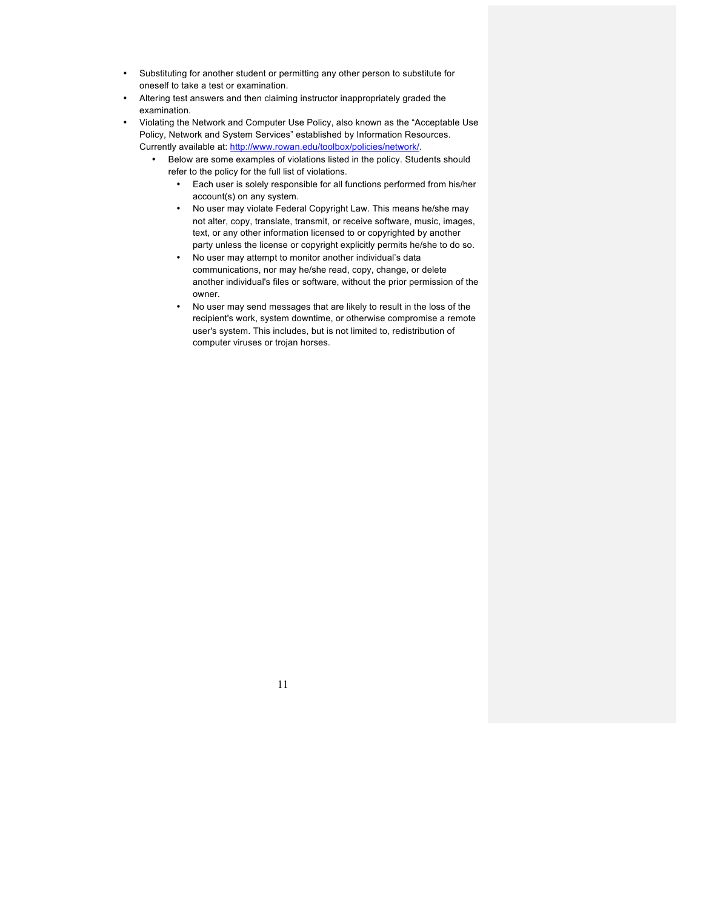- Substituting for another student or permitting any other person to substitute for oneself to take a test or examination.
- Altering test answers and then claiming instructor inappropriately graded the examination.
- Violating the Network and Computer Use Policy, also known as the "Acceptable Use Policy, Network and System Services" established by Information Resources. Currently available at: [http://www.rowan.edu/toolbox/policies/network/](http://www.rowan.edu/toolbox/policies/network/).
    - Below are some examples of violations listed in the policy. Students should refer to the policy for the full list of violations.
        - Each user is solely responsible for all functions performed from his/her account(s) on any system.
        - No user may violate Federal Copyright Law. This means he/she may not alter, copy, translate, transmit, or receive software, music, images, text, or any other information licensed to or copyrighted by another party unless the license or copyright explicitly permits he/she to do so.
        - No user may attempt to monitor another individual's data communications, nor may he/she read, copy, change, or delete another individual's files or software, without the prior permission of the owner.
        - No user may send messages that are likely to result in the loss of the recipient's work, system downtime, or otherwise compromise a remote user's system. This includes, but is not limited to, redistribution of computer viruses or trojan horses.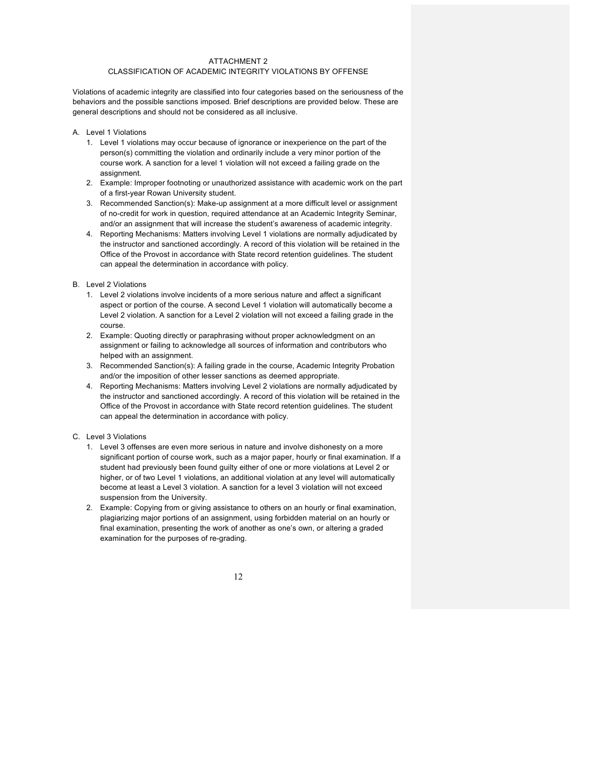# ATTACHMENT 2
## CLASSIFICATION OF ACADEMIC INTEGRITY VIOLATIONS BY OFFENSE

Violations of academic integrity are classified into four categories based on the seriousness of the behaviors and the possible sanctions imposed. Brief descriptions are provided below. These are general descriptions and should not be considered as all inclusive.

A. Level 1 Violations
   1. Level 1 violations may occur because of ignorance or inexperience on the part of the person(s) committing the violation and ordinarily include a very minor portion of the course work. A sanction for a level 1 violation will not exceed a failing grade on the assignment.
   2. Example: Improper footnoting or unauthorized assistance with academic work on the part of a first-year Rowan University student.
   3. Recommended Sanction(s): Make-up assignment at a more difficult level or assignment of no-credit for work in question, required attendance at an Academic Integrity Seminar, and/or an assignment that will increase the student's awareness of academic integrity.
   4. Reporting Mechanisms: Matters involving Level 1 violations are normally adjudicated by the instructor and sanctioned accordingly. A record of this violation will be retained in the Office of the Provost in accordance with State record retention guidelines. The student can appeal the determination in accordance with policy.

B. Level 2 Violations
   1. Level 2 violations involve incidents of a more serious nature and affect a significant aspect or portion of the course. A second Level 1 violation will automatically become a Level 2 violation. A sanction for a Level 2 violation will not exceed a failing grade in the course.
   2. Example: Quoting directly or paraphrasing without proper acknowledgment on an assignment or failing to acknowledge all sources of information and contributors who helped with an assignment.
   3. Recommended Sanction(s): A failing grade in the course, Academic Integrity Probation and/or the imposition of other lesser sanctions as deemed appropriate.
   4. Reporting Mechanisms: Matters involving Level 2 violations are normally adjudicated by the instructor and sanctioned accordingly. A record of this violation will be retained in the Office of the Provost in accordance with State record retention guidelines. The student can appeal the determination in accordance with policy.

C. Level 3 Violations
   1. Level 3 offenses are even more serious in nature and involve dishonesty on a more significant portion of course work, such as a major paper, hourly or final examination. If a student had previously been found guilty either of one or more violations at Level 2 or higher, or of two Level 1 violations, an additional violation at any level will automatically become at least a Level 3 violation. A sanction for a level 3 violation will not exceed suspension from the University.
   2. Example: Copying from or giving assistance to others on an hourly or final examination, plagiarizing major portions of an assignment, using forbidden material on an hourly or final examination, presenting the work of another as one's own, or altering a graded examination for the purposes of re-grading.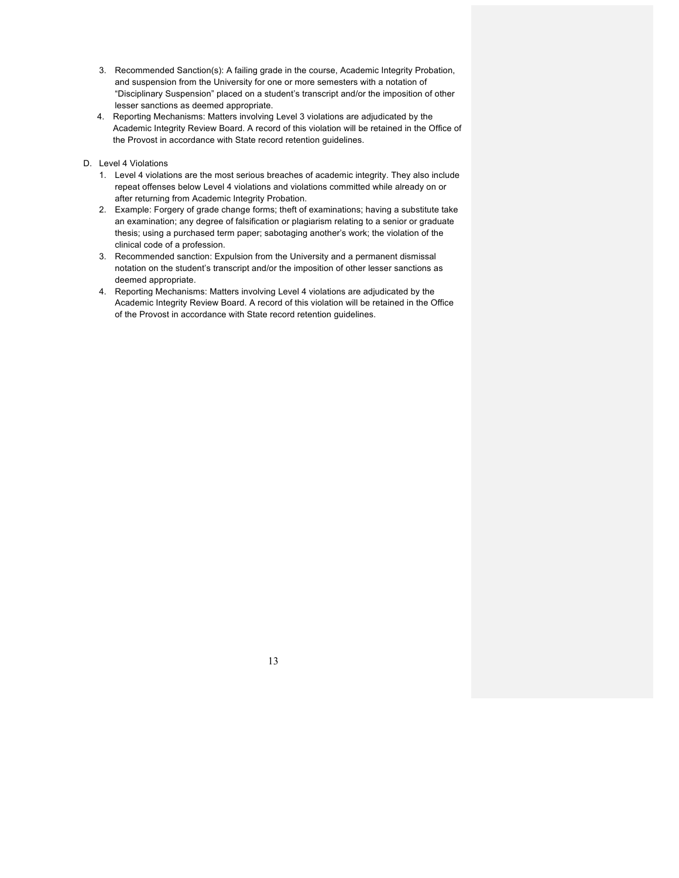3. Recommended Sanction(s): A failing grade in the course, Academic Integrity Probation, and suspension from the University for one or more semesters with a notation of "Disciplinary Suspension" placed on a student's transcript and/or the imposition of other lesser sanctions as deemed appropriate.
4. Reporting Mechanisms: Matters involving Level 3 violations are adjudicated by the Academic Integrity Review Board. A record of this violation will be retained in the Office of the Provost in accordance with State record retention guidelines.

D. Level 4 Violations

1. Level 4 violations are the most serious breaches of academic integrity. They also include repeat offenses below Level 4 violations and violations committed while already on or after returning from Academic Integrity Probation.
2. Example: Forgery of grade change forms; theft of examinations; having a substitute take an examination; any degree of falsification or plagiarism relating to a senior or graduate thesis; using a purchased term paper; sabotaging another's work; the violation of the clinical code of a profession.
3. Recommended sanction: Expulsion from the University and a permanent dismissal notation on the student's transcript and/or the imposition of other lesser sanctions as deemed appropriate.
4. Reporting Mechanisms: Matters involving Level 4 violations are adjudicated by the Academic Integrity Review Board. A record of this violation will be retained in the Office of the Provost in accordance with State record retention guidelines.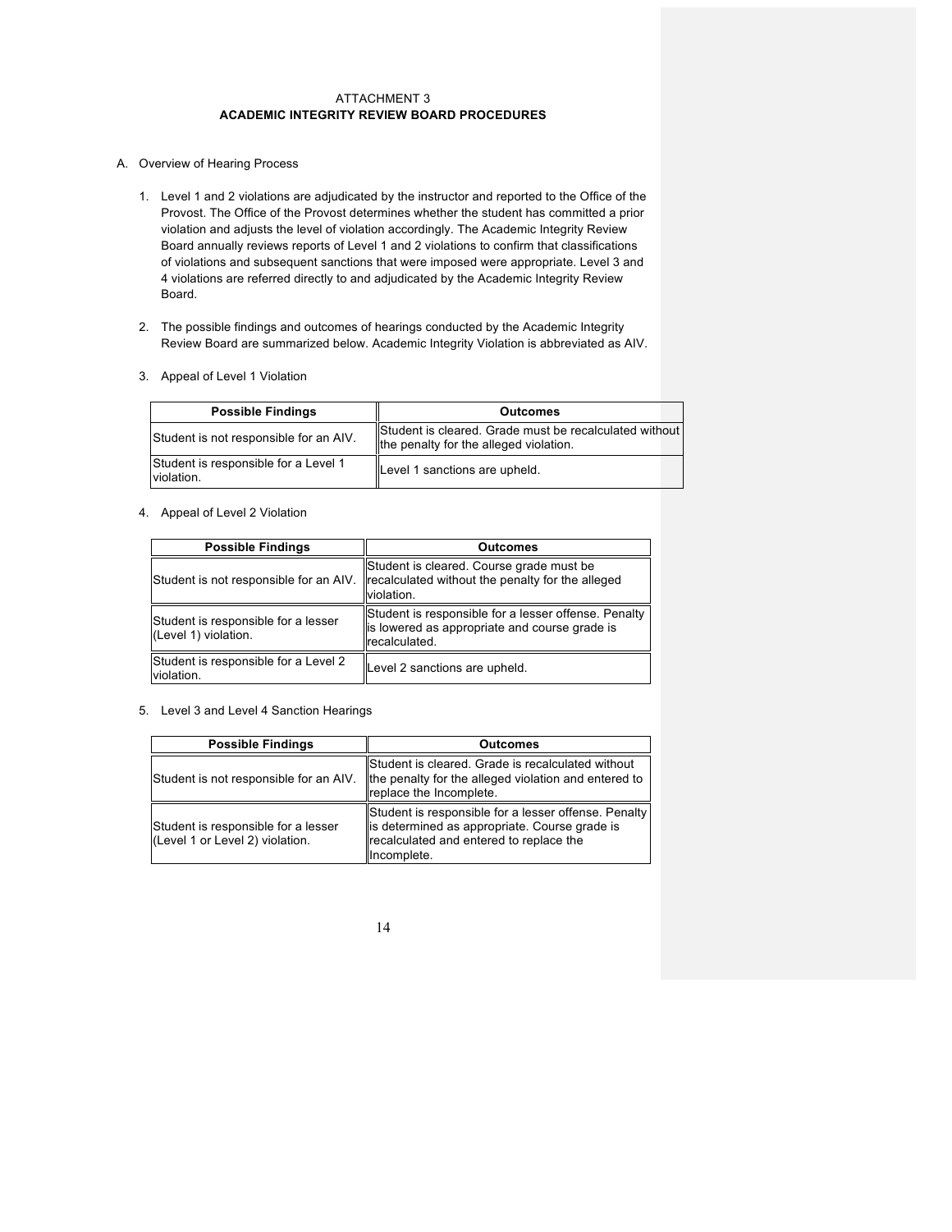ATTACHMENT 3

**ACADEMIC INTEGRITY REVIEW BOARD PROCEDURES**

A. Overview of Hearing Process

1. Level 1 and 2 violations are adjudicated by the instructor and reported to the Office of the Provost. The Office of the Provost determines whether the student has committed a prior violation and adjusts the level of violation accordingly. The Academic Integrity Review Board annually reviews reports of Level 1 and 2 violations to confirm that classifications of violations and subsequent sanctions that were imposed were appropriate. Level 3 and 4 violations are referred directly to and adjudicated by the Academic Integrity Review Board.

2. The possible findings and outcomes of hearings conducted by the Academic Integrity Review Board are summarized below. Academic Integrity Violation is abbreviated as AIV.

3. Appeal of Level 1 Violation

| Possible Findings | Outcomes |
| --- | --- |
| Student is not responsible for an AIV. | Student is cleared. Grade must be recalculated without the penalty for the alleged violation. |
| Student is responsible for a Level 1 violation. | Level 1 sanctions are upheld. |

4. Appeal of Level 2 Violation

| Possible Findings | Outcomes |
| --- | --- |
| Student is not responsible for an AIV. | Student is cleared. Course grade must be recalculated without the penalty for the alleged violation. |
| Student is responsible for a lesser (Level 1) violation. | Student is responsible for a lesser offense. Penalty is lowered as appropriate and course grade is recalculated. |
| Student is responsible for a Level 2 violation. | Level 2 sanctions are upheld. |

5. Level 3 and Level 4 Sanction Hearings

| Possible Findings | Outcomes |
| --- | --- |
| Student is not responsible for an AIV. | Student is cleared. Grade is recalculated without the penalty for the alleged violation and entered to replace the Incomplete. |
| Student is responsible for a lesser (Level 1 or Level 2) violation. | Student is responsible for a lesser offense. Penalty is determined as appropriate. Course grade is recalculated and entered to replace the Incomplete. |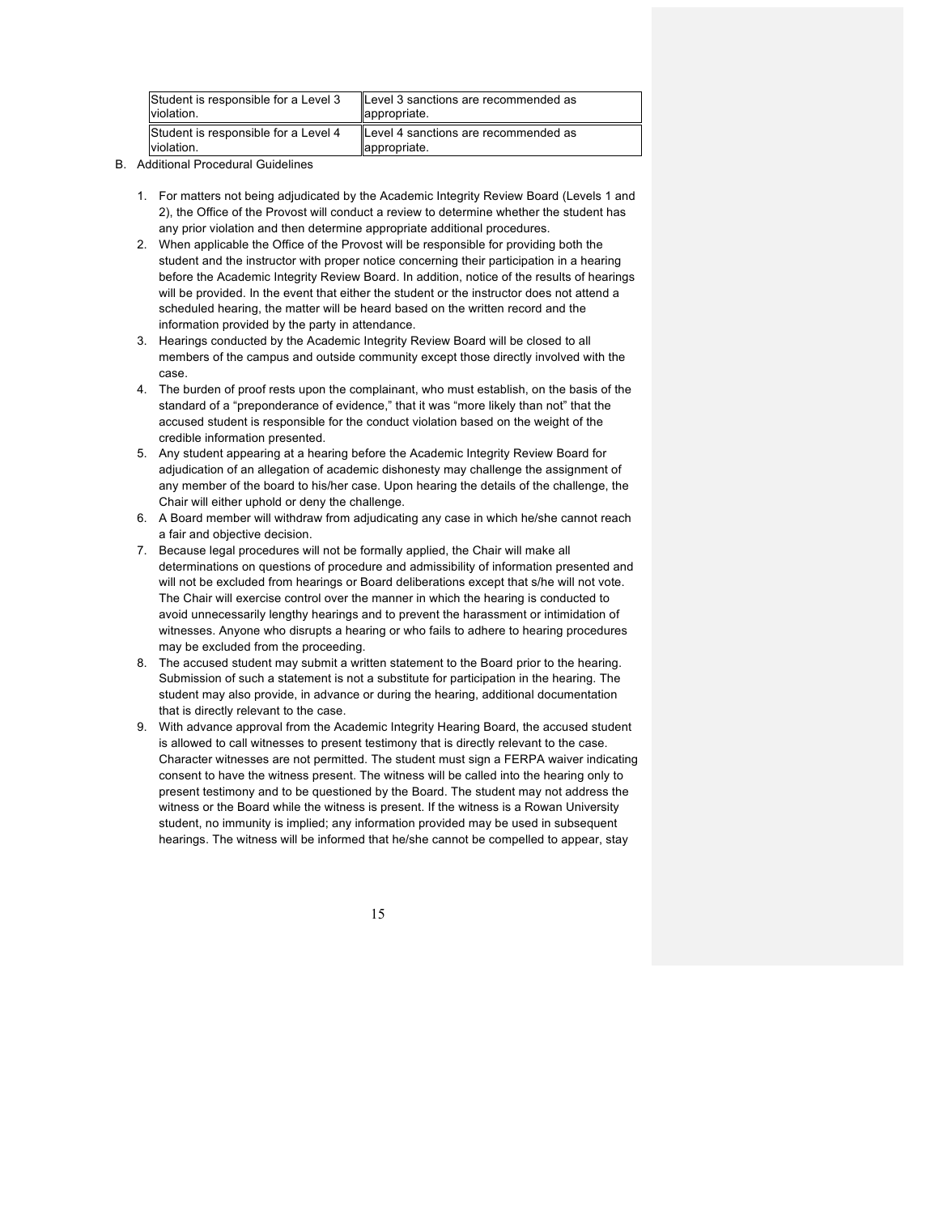| Student is responsible for a Level 3 violation. | Level 3 sanctions are recommended as appropriate. |
|---|---|
| Student is responsible for a Level 4 violation. | Level 4 sanctions are recommended as appropriate. |

B. Additional Procedural Guidelines

1. For matters not being adjudicated by the Academic Integrity Review Board (Levels 1 and 2), the Office of the Provost will conduct a review to determine whether the student has any prior violation and then determine appropriate additional procedures.
2. When applicable the Office of the Provost will be responsible for providing both the student and the instructor with proper notice concerning their participation in a hearing before the Academic Integrity Review Board. In addition, notice of the results of hearings will be provided. In the event that either the student or the instructor does not attend a scheduled hearing, the matter will be heard based on the written record and the information provided by the party in attendance.
3. Hearings conducted by the Academic Integrity Review Board will be closed to all members of the campus and outside community except those directly involved with the case.
4. The burden of proof rests upon the complainant, who must establish, on the basis of the standard of a "preponderance of evidence," that it was "more likely than not" that the accused student is responsible for the conduct violation based on the weight of the credible information presented.
5. Any student appearing at a hearing before the Academic Integrity Review Board for adjudication of an allegation of academic dishonesty may challenge the assignment of any member of the board to his/her case. Upon hearing the details of the challenge, the Chair will either uphold or deny the challenge.
6. A Board member will withdraw from adjudicating any case in which he/she cannot reach a fair and objective decision.
7. Because legal procedures will not be formally applied, the Chair will make all determinations on questions of procedure and admissibility of information presented and will not be excluded from hearings or Board deliberations except that s/he will not vote. The Chair will exercise control over the manner in which the hearing is conducted to avoid unnecessarily lengthy hearings and to prevent the harassment or intimidation of witnesses. Anyone who disrupts a hearing or who fails to adhere to hearing procedures may be excluded from the proceeding.
8. The accused student may submit a written statement to the Board prior to the hearing. Submission of such a statement is not a substitute for participation in the hearing. The student may also provide, in advance or during the hearing, additional documentation that is directly relevant to the case.
9. With advance approval from the Academic Integrity Hearing Board, the accused student is allowed to call witnesses to present testimony that is directly relevant to the case. Character witnesses are not permitted. The student must sign a FERPA waiver indicating consent to have the witness present. The witness will be called into the hearing only to present testimony and to be questioned by the Board. The student may not address the witness or the Board while the witness is present. If the witness is a Rowan University student, no immunity is implied; any information provided may be used in subsequent hearings. The witness will be informed that he/she cannot be compelled to appear, stay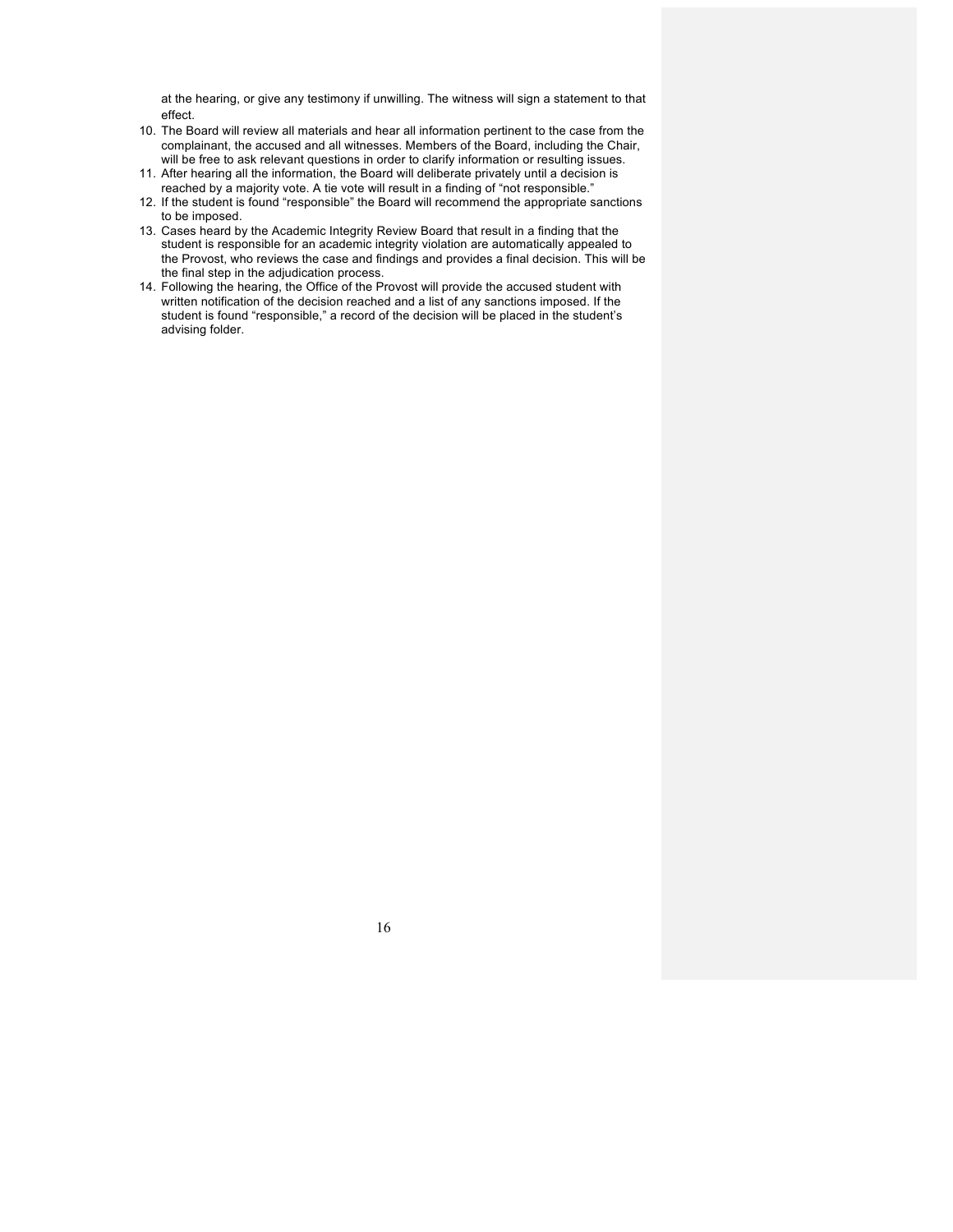at the hearing, or give any testimony if unwilling. The witness will sign a statement to that effect.

10. The Board will review all materials and hear all information pertinent to the case from the complainant, the accused and all witnesses. Members of the Board, including the Chair, will be free to ask relevant questions in order to clarify information or resulting issues.
11. After hearing all the information, the Board will deliberate privately until a decision is reached by a majority vote. A tie vote will result in a finding of "not responsible."
12. If the student is found "responsible" the Board will recommend the appropriate sanctions to be imposed.
13. Cases heard by the Academic Integrity Review Board that result in a finding that the student is responsible for an academic integrity violation are automatically appealed to the Provost, who reviews the case and findings and provides a final decision. This will be the final step in the adjudication process.
14. Following the hearing, the Office of the Provost will provide the accused student with written notification of the decision reached and a list of any sanctions imposed. If the student is found "responsible," a record of the decision will be placed in the student's advising folder.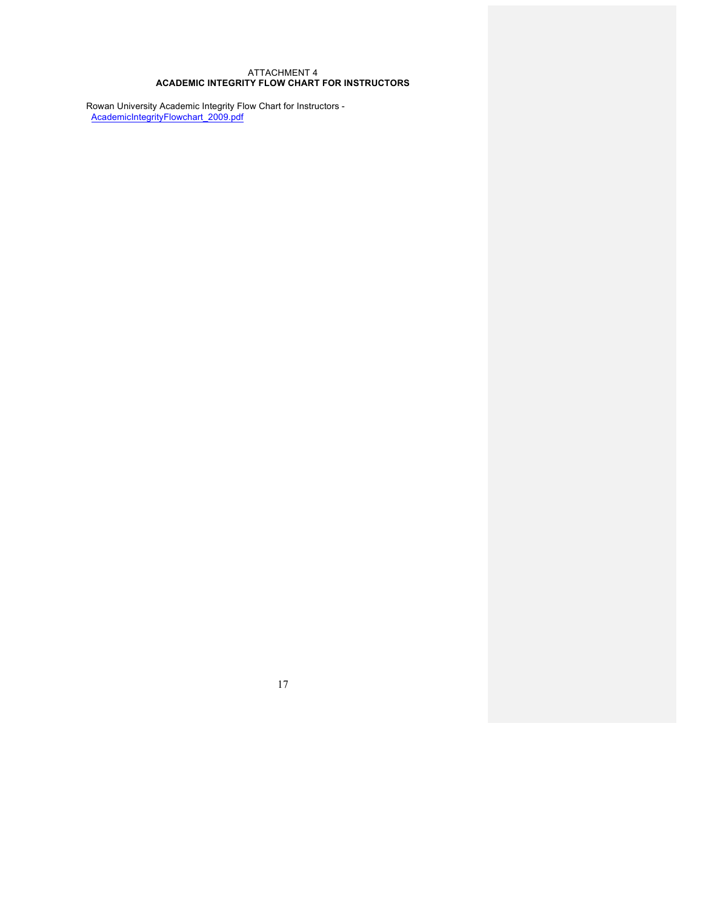ATTACHMENT 4

## ACADEMIC INTEGRITY FLOW CHART FOR INSTRUCTORS

Rowan University Academic Integrity Flow Chart for Instructors - AcademicIntegrityFlowchart_2009.pdf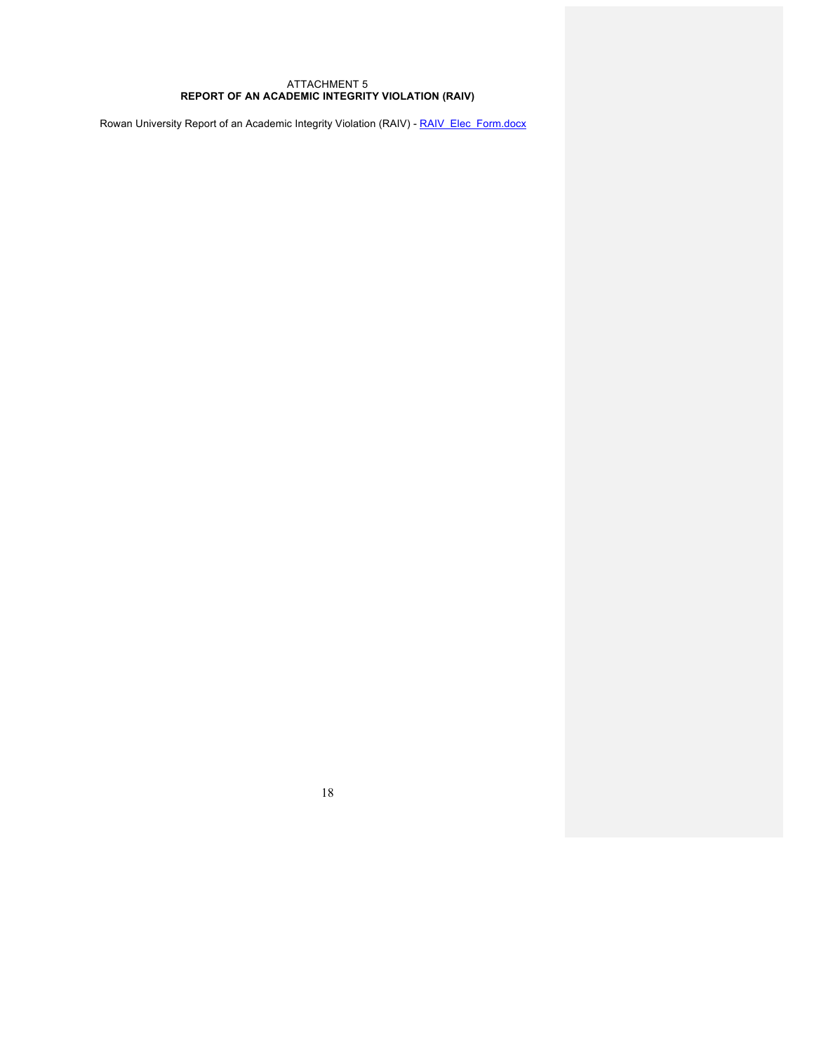ATTACHMENT 5

**REPORT OF AN ACADEMIC INTEGRITY VIOLATION (RAIV)**

Rowan University Report of an Academic Integrity Violation (RAIV) - [RAIV_Elec_Form.docx]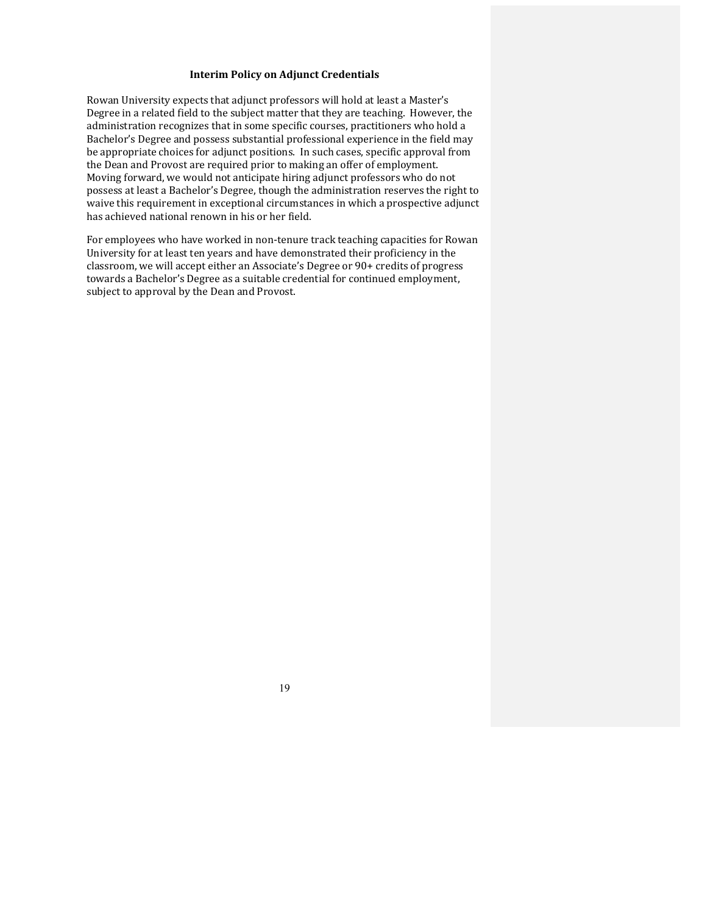### Interim Policy on Adjunct Credentials

Rowan University expects that adjunct professors will hold at least a Master's Degree in a related field to the subject matter that they are teaching. However, the administration recognizes that in some specific courses, practitioners who hold a Bachelor's Degree and possess substantial professional experience in the field may be appropriate choices for adjunct positions. In such cases, specific approval from the Dean and Provost are required prior to making an offer of employment. Moving forward, we would not anticipate hiring adjunct professors who do not possess at least a Bachelor's Degree, though the administration reserves the right to waive this requirement in exceptional circumstances in which a prospective adjunct has achieved national renown in his or her field.

For employees who have worked in non-tenure track teaching capacities for Rowan University for at least ten years and have demonstrated their proficiency in the classroom, we will accept either an Associate's Degree or 90+ credits of progress towards a Bachelor's Degree as a suitable credential for continued employment, subject to approval by the Dean and Provost.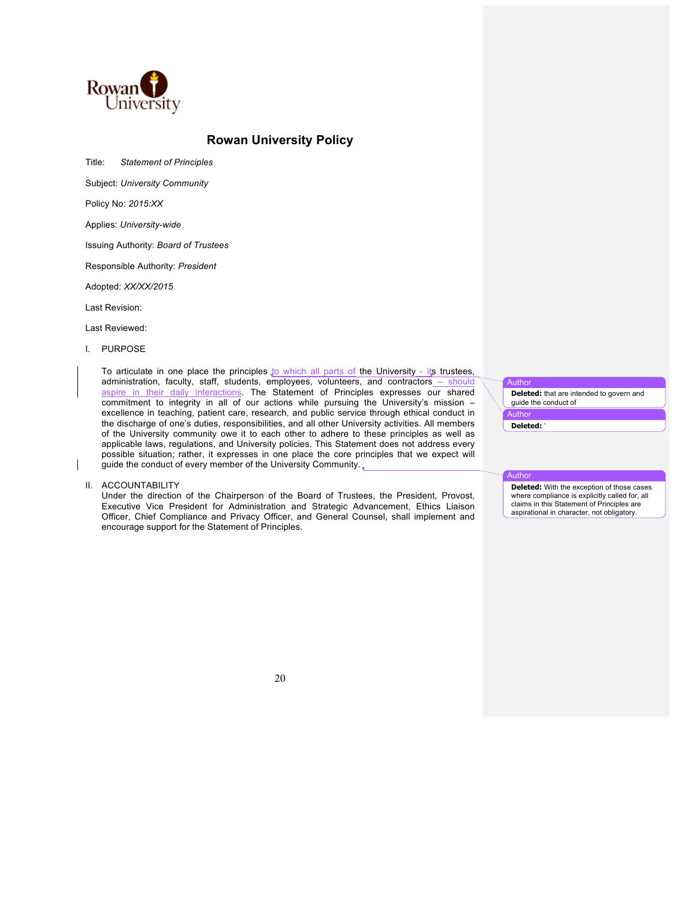Rowan University

# Rowan University Policy

Title: *Statement of Principles*

Subject: *University Community*

Policy No: *2015:XX*

Applies: *University-wide*

Issuing Authority: *Board of Trustees*

Responsible Authority: *President*

Adopted: *XX/XX/2015*

Last Revision:

Last Reviewed:

I. PURPOSE

To articulate in one place the principles to which all parts of the University - its trustees, administration, faculty, staff, students, employees, volunteers, and contractors – should aspire in their daily interactions. The Statement of Principles expresses our shared commitment to integrity in all of our actions while pursuing the University's mission – excellence in teaching, patient care, research, and public service through ethical conduct in the discharge of one's duties, responsibilities, and all other University activities. All members of the University community owe it to each other to adhere to these principles as well as applicable laws, regulations, and University policies. This Statement does not address every possible situation; rather, it expresses in one place the core principles that we expect will guide the conduct of every member of the University Community.

> Author — **Deleted:** that are intended to govern and guide the conduct of
>
> Author — **Deleted:** '
>
> Author — **Deleted:** With the exception of those cases where compliance is explicitly called for, all claims in this Statement of Principles are aspirational in character, not obligatory.

II. ACCOUNTABILITY

Under the direction of the Chairperson of the Board of Trustees, the President, Provost, Executive Vice President for Administration and Strategic Advancement, Ethics Liaison Officer, Chief Compliance and Privacy Officer, and General Counsel, shall implement and encourage support for the Statement of Principles.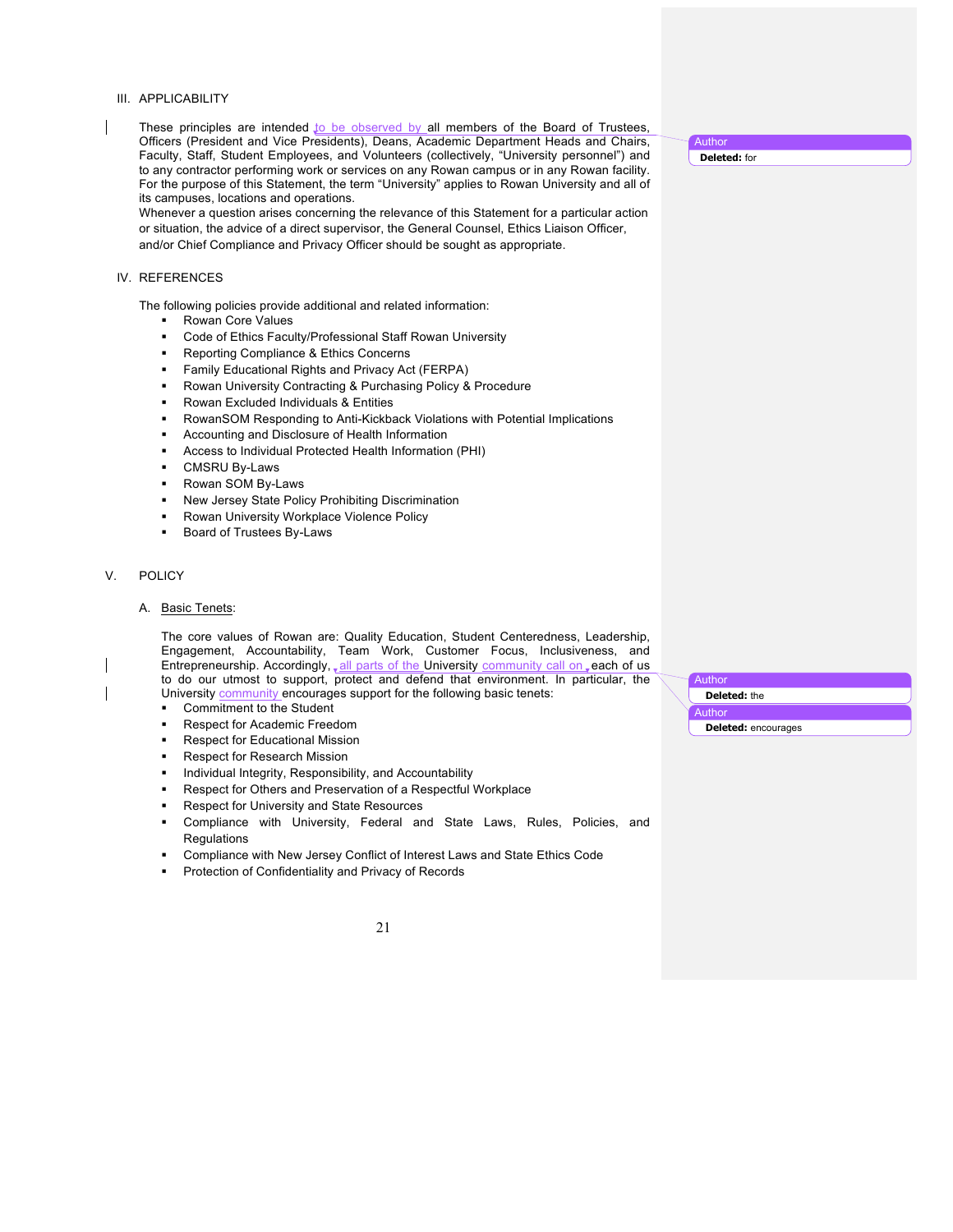### III. APPLICABILITY

These principles are intended to be observed by all members of the Board of Trustees, Officers (President and Vice Presidents), Deans, Academic Department Heads and Chairs, Faculty, Staff, Student Employees, and Volunteers (collectively, "University personnel") and to any contractor performing work or services on any Rowan campus or in any Rowan facility. For the purpose of this Statement, the term "University" applies to Rowan University and all of its campuses, locations and operations.

Whenever a question arises concerning the relevance of this Statement for a particular action or situation, the advice of a direct supervisor, the General Counsel, Ethics Liaison Officer, and/or Chief Compliance and Privacy Officer should be sought as appropriate.

### IV. REFERENCES

The following policies provide additional and related information:

- Rowan Core Values
- Code of Ethics Faculty/Professional Staff Rowan University
- Reporting Compliance & Ethics Concerns
- Family Educational Rights and Privacy Act (FERPA)
- Rowan University Contracting & Purchasing Policy & Procedure
- Rowan Excluded Individuals & Entities
- RowanSOM Responding to Anti-Kickback Violations with Potential Implications
- Accounting and Disclosure of Health Information
- Access to Individual Protected Health Information (PHI)
- CMSRU By-Laws
- Rowan SOM By-Laws
- New Jersey State Policy Prohibiting Discrimination
- Rowan University Workplace Violence Policy
- Board of Trustees By-Laws

### V. POLICY

#### A. Basic Tenets:

The core values of Rowan are: Quality Education, Student Centeredness, Leadership, Engagement, Accountability, Team Work, Customer Focus, Inclusiveness, and Entrepreneurship. Accordingly, all parts of the University community call on each of us to do our utmost to support, protect and defend that environment. In particular, the University community encourages support for the following basic tenets:

- Commitment to the Student
- Respect for Academic Freedom
- Respect for Educational Mission
- Respect for Research Mission
- Individual Integrity, Responsibility, and Accountability
- Respect for Others and Preservation of a Respectful Workplace
- Respect for University and State Resources
- Compliance with University, Federal and State Laws, Rules, Policies, and Regulations
- Compliance with New Jersey Conflict of Interest Laws and State Ethics Code
- Protection of Confidentiality and Privacy of Records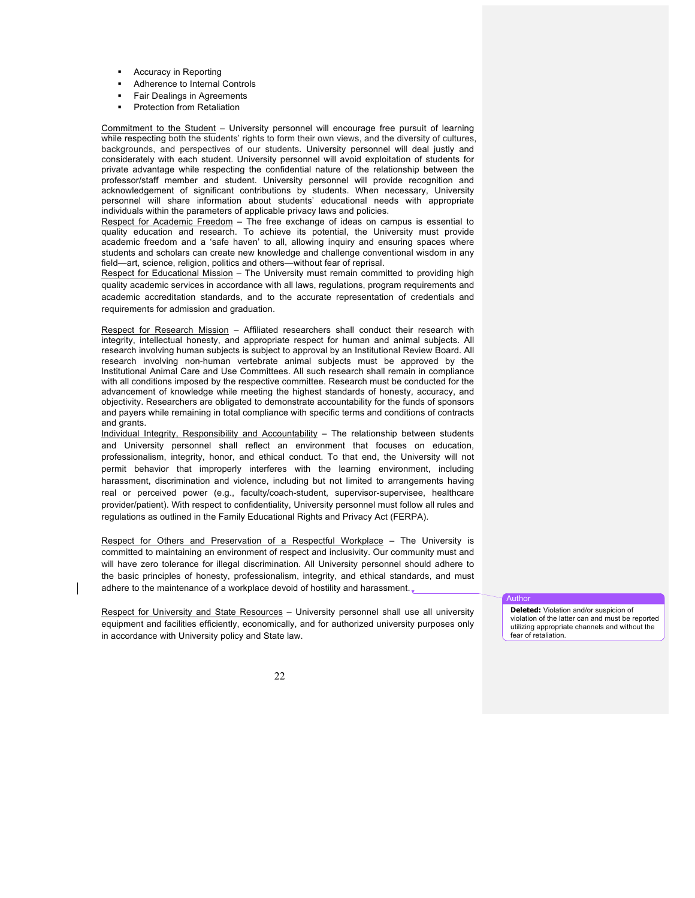- Accuracy in Reporting
- Adherence to Internal Controls
- Fair Dealings in Agreements
- Protection from Retaliation

<u>Commitment to the Student</u> – University personnel will encourage free pursuit of learning while respecting both the students' rights to form their own views, and the diversity of cultures, backgrounds, and perspectives of our students. University personnel will deal justly and considerately with each student. University personnel will avoid exploitation of students for private advantage while respecting the confidential nature of the relationship between the professor/staff member and student. University personnel will provide recognition and acknowledgement of significant contributions by students. When necessary, University personnel will share information about students' educational needs with appropriate individuals within the parameters of applicable privacy laws and policies.

<u>Respect for Academic Freedom</u> – The free exchange of ideas on campus is essential to quality education and research. To achieve its potential, the University must provide academic freedom and a 'safe haven' to all, allowing inquiry and ensuring spaces where students and scholars can create new knowledge and challenge conventional wisdom in any field—art, science, religion, politics and others—without fear of reprisal.

<u>Respect for Educational Mission</u> – The University must remain committed to providing high quality academic services in accordance with all laws, regulations, program requirements and academic accreditation standards, and to the accurate representation of credentials and requirements for admission and graduation.

<u>Respect for Research Mission</u> – Affiliated researchers shall conduct their research with integrity, intellectual honesty, and appropriate respect for human and animal subjects. All research involving human subjects is subject to approval by an Institutional Review Board. All research involving non-human vertebrate animal subjects must be approved by the Institutional Animal Care and Use Committees. All such research shall remain in compliance with all conditions imposed by the respective committee. Research must be conducted for the advancement of knowledge while meeting the highest standards of honesty, accuracy, and objectivity. Researchers are obligated to demonstrate accountability for the funds of sponsors and payers while remaining in total compliance with specific terms and conditions of contracts and grants.

<u>Individual Integrity, Responsibility and Accountability</u> – The relationship between students and University personnel shall reflect an environment that focuses on education, professionalism, integrity, honor, and ethical conduct. To that end, the University will not permit behavior that improperly interferes with the learning environment, including harassment, discrimination and violence, including but not limited to arrangements having real or perceived power (e.g., faculty/coach-student, supervisor-supervisee, healthcare provider/patient). With respect to confidentiality, University personnel must follow all rules and regulations as outlined in the Family Educational Rights and Privacy Act (FERPA).

<u>Respect for Others and Preservation of a Respectful Workplace</u> – The University is committed to maintaining an environment of respect and inclusivity. Our community must and will have zero tolerance for illegal discrimination. All University personnel should adhere to the basic principles of honesty, professionalism, integrity, and ethical standards, and must adhere to the maintenance of a workplace devoid of hostility and harassment.

<u>Respect for University and State Resources</u> – University personnel shall use all university equipment and facilities efficiently, economically, and for authorized university purposes only in accordance with University policy and State law.

Author — **Deleted:** Violation and/or suspicion of violation of the latter can and must be reported utilizing appropriate channels and without the fear of retaliation.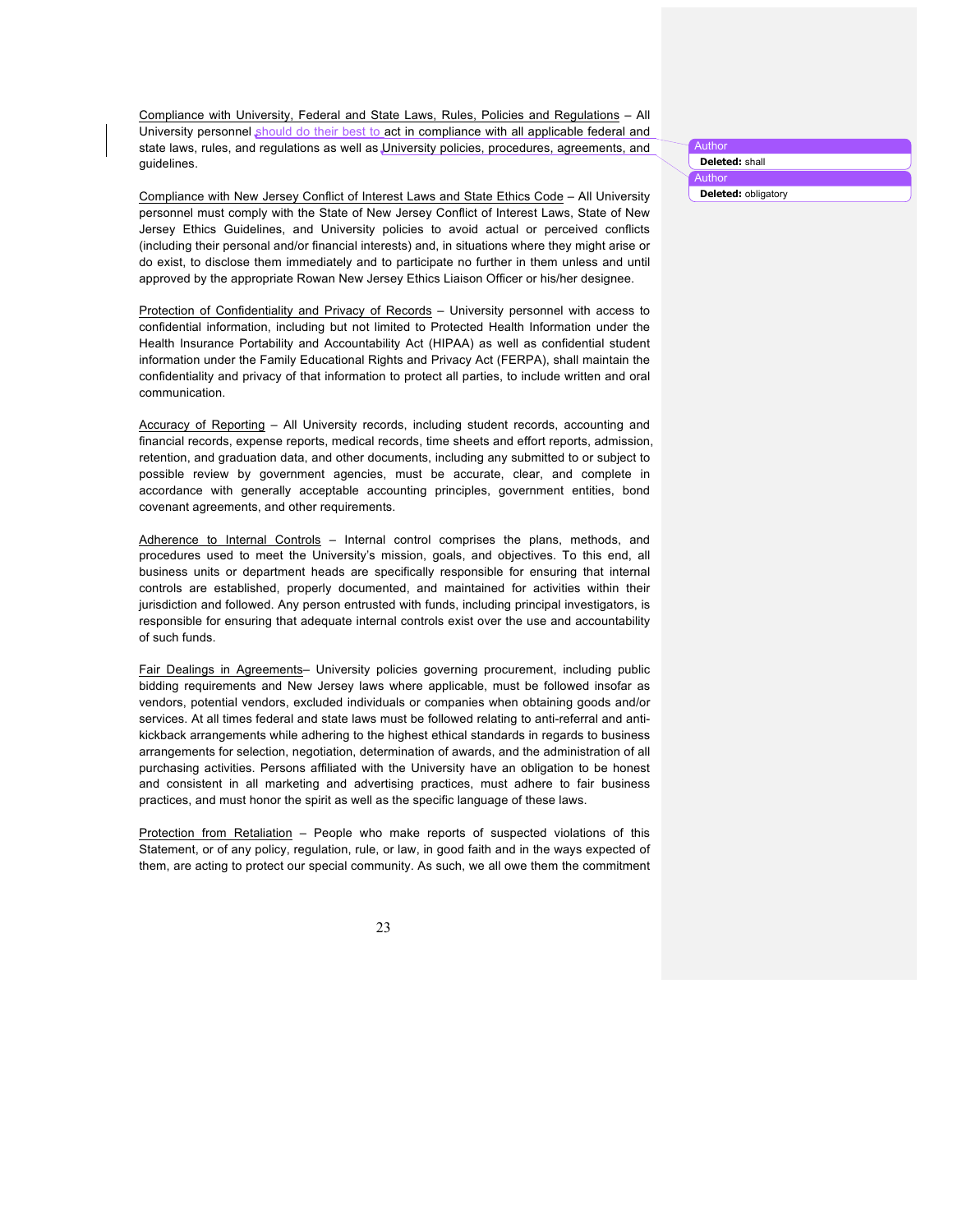Compliance with University, Federal and State Laws, Rules, Policies and Regulations – All University personnel should do their best to act in compliance with all applicable federal and state laws, rules, and regulations as well as University policies, procedures, agreements, and guidelines.

Compliance with New Jersey Conflict of Interest Laws and State Ethics Code – All University personnel must comply with the State of New Jersey Conflict of Interest Laws, State of New Jersey Ethics Guidelines, and University policies to avoid actual or perceived conflicts (including their personal and/or financial interests) and, in situations where they might arise or do exist, to disclose them immediately and to participate no further in them unless and until approved by the appropriate Rowan New Jersey Ethics Liaison Officer or his/her designee.

Protection of Confidentiality and Privacy of Records – University personnel with access to confidential information, including but not limited to Protected Health Information under the Health Insurance Portability and Accountability Act (HIPAA) as well as confidential student information under the Family Educational Rights and Privacy Act (FERPA), shall maintain the confidentiality and privacy of that information to protect all parties, to include written and oral communication.

Accuracy of Reporting – All University records, including student records, accounting and financial records, expense reports, medical records, time sheets and effort reports, admission, retention, and graduation data, and other documents, including any submitted to or subject to possible review by government agencies, must be accurate, clear, and complete in accordance with generally acceptable accounting principles, government entities, bond covenant agreements, and other requirements.

Adherence to Internal Controls – Internal control comprises the plans, methods, and procedures used to meet the University's mission, goals, and objectives. To this end, all business units or department heads are specifically responsible for ensuring that internal controls are established, properly documented, and maintained for activities within their jurisdiction and followed. Any person entrusted with funds, including principal investigators, is responsible for ensuring that adequate internal controls exist over the use and accountability of such funds.

Fair Dealings in Agreements– University policies governing procurement, including public bidding requirements and New Jersey laws where applicable, must be followed insofar as vendors, potential vendors, excluded individuals or companies when obtaining goods and/or services. At all times federal and state laws must be followed relating to anti-referral and anti-kickback arrangements while adhering to the highest ethical standards in regards to business arrangements for selection, negotiation, determination of awards, and the administration of all purchasing activities. Persons affiliated with the University have an obligation to be honest and consistent in all marketing and advertising practices, must adhere to fair business practices, and must honor the spirit as well as the specific language of these laws.

Protection from Retaliation – People who make reports of suspected violations of this Statement, or of any policy, regulation, rule, or law, in good faith and in the ways expected of them, are acting to protect our special community. As such, we all owe them the commitment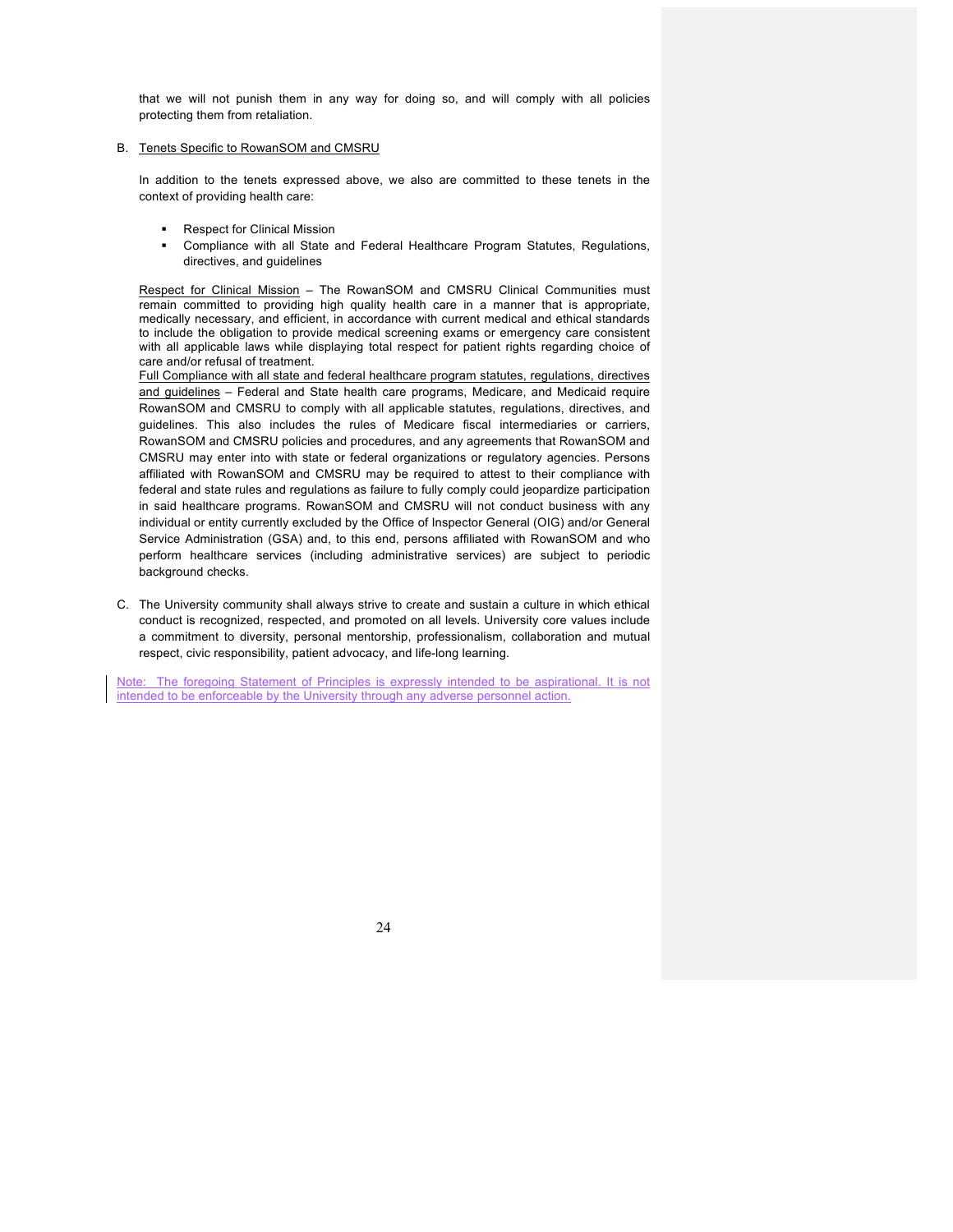that we will not punish them in any way for doing so, and will comply with all policies protecting them from retaliation.

B. Tenets Specific to RowanSOM and CMSRU

In addition to the tenets expressed above, we also are committed to these tenets in the context of providing health care:

- Respect for Clinical Mission
- Compliance with all State and Federal Healthcare Program Statutes, Regulations, directives, and guidelines

Respect for Clinical Mission – The RowanSOM and CMSRU Clinical Communities must remain committed to providing high quality health care in a manner that is appropriate, medically necessary, and efficient, in accordance with current medical and ethical standards to include the obligation to provide medical screening exams or emergency care consistent with all applicable laws while displaying total respect for patient rights regarding choice of care and/or refusal of treatment.

Full Compliance with all state and federal healthcare program statutes, regulations, directives and guidelines – Federal and State health care programs, Medicare, and Medicaid require RowanSOM and CMSRU to comply with all applicable statutes, regulations, directives, and guidelines. This also includes the rules of Medicare fiscal intermediaries or carriers, RowanSOM and CMSRU policies and procedures, and any agreements that RowanSOM and CMSRU may enter into with state or federal organizations or regulatory agencies. Persons affiliated with RowanSOM and CMSRU may be required to attest to their compliance with federal and state rules and regulations as failure to fully comply could jeopardize participation in said healthcare programs. RowanSOM and CMSRU will not conduct business with any individual or entity currently excluded by the Office of Inspector General (OIG) and/or General Service Administration (GSA) and, to this end, persons affiliated with RowanSOM and who perform healthcare services (including administrative services) are subject to periodic background checks.

C. The University community shall always strive to create and sustain a culture in which ethical conduct is recognized, respected, and promoted on all levels. University core values include a commitment to diversity, personal mentorship, professionalism, collaboration and mutual respect, civic responsibility, patient advocacy, and life-long learning.

Note: The foregoing Statement of Principles is expressly intended to be aspirational. It is not intended to be enforceable by the University through any adverse personnel action.